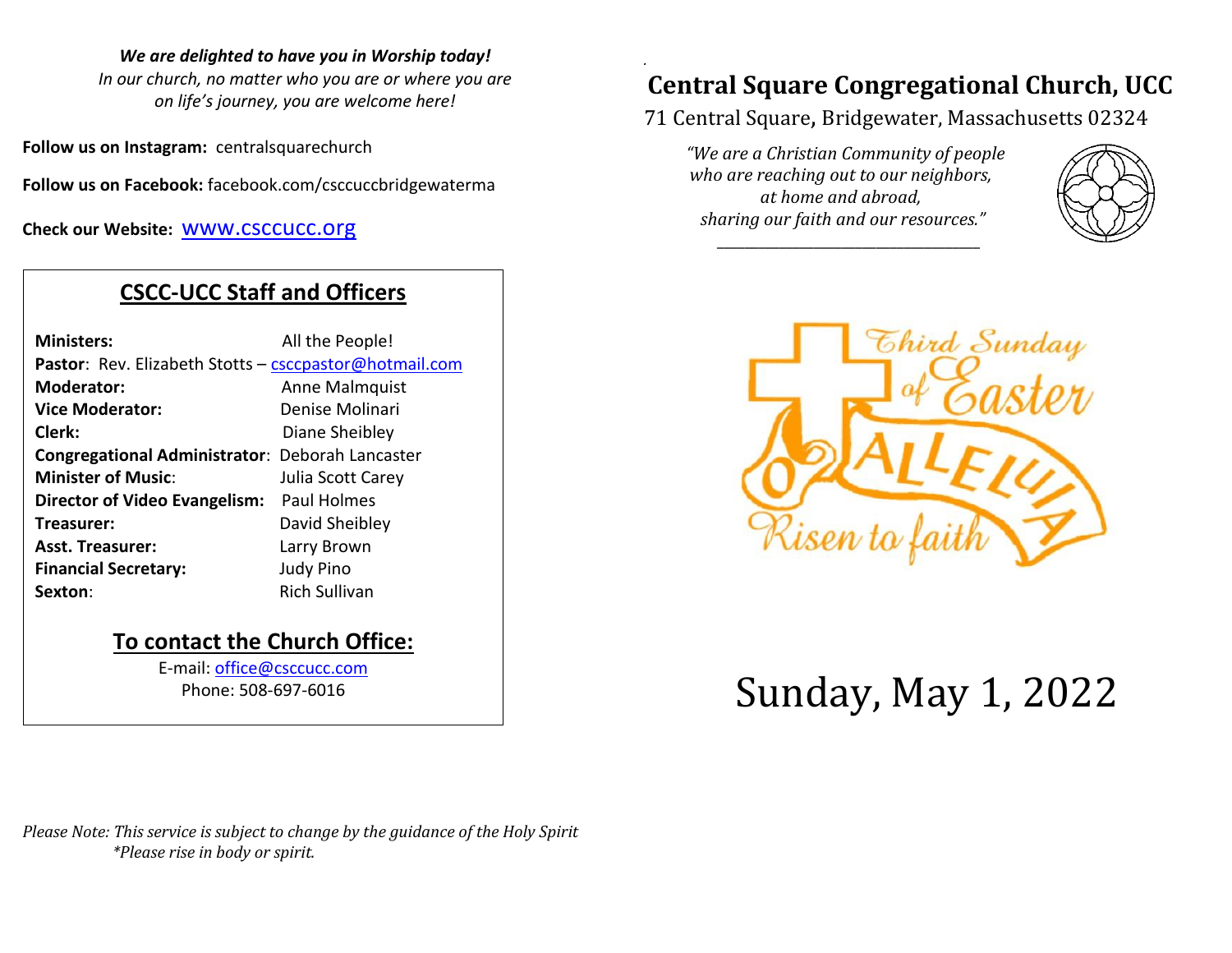***We are delighted to have you in Worship today!***
*In our church, no matter who you are or where you are on life's journey, you are welcome here!*

**Follow us on Instagram:** centralsquarechurch

**Follow us on Facebook:** facebook.com/csccuccbridgewaterma

**Check our Website:** www.csccucc.org

## CSCC-UCC Staff and Officers

| | |
|---|---|
| **Ministers:** | All the People! |
| **Pastor**: Rev. Elizabeth Stotts – csccpastor@hotmail.com | |
| **Moderator:** | Anne Malmquist |
| **Vice Moderator:** | Denise Molinari |
| **Clerk:** | Diane Sheibley |
| **Congregational Administrator**: | Deborah Lancaster |
| **Minister of Music**: | Julia Scott Carey |
| **Director of Video Evangelism:** | Paul Holmes |
| **Treasurer:** | David Sheibley |
| **Asst. Treasurer:** | Larry Brown |
| **Financial Secretary:** | Judy Pino |
| **Sexton**: | Rich Sullivan |

## To contact the Church Office:

E-mail: office@csccucc.com
Phone: 508-697-6016

*Please Note: This service is subject to change by the guidance of the Holy Spirit*
*\*Please rise in body or spirit.*

# Central Square Congregational Church, UCC

71 Central Square, Bridgewater, Massachusetts 02324

*"We are a Christian Community of people who are reaching out to our neighbors, at home and abroad, sharing our faith and our resources."*

Third Sunday of Easter
ALLELUIA
Risen to faith

# Sunday, May 1, 2022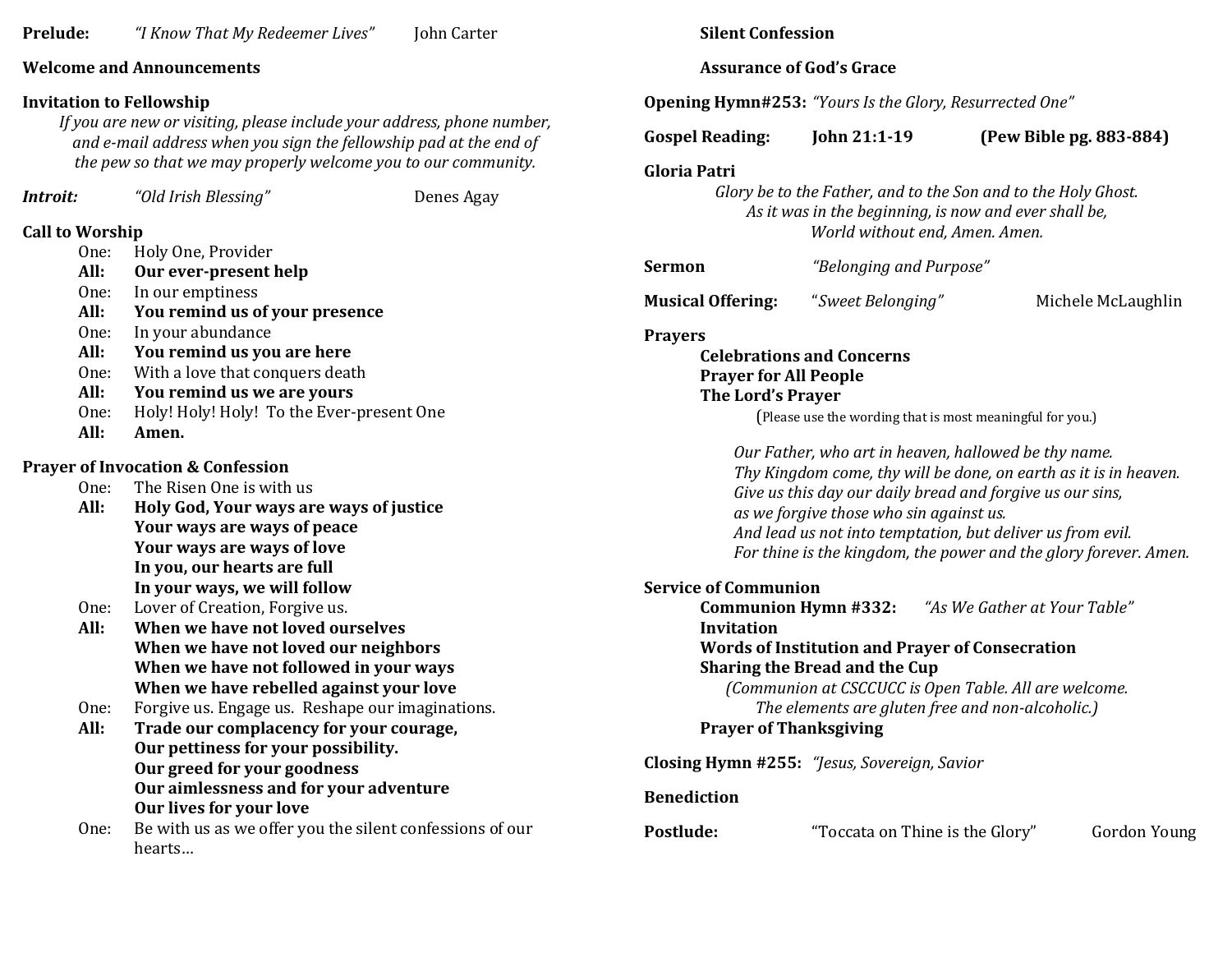**Prelude:** *"I Know That My Redeemer Lives"* John Carter

**Welcome and Announcements**

**Invitation to Fellowship**

*If you are new or visiting, please include your address, phone number, and e-mail address when you sign the fellowship pad at the end of the pew so that we may properly welcome you to our community.*

***Introit:*** *"Old Irish Blessing"* Denes Agay

**Call to Worship**

One: Holy One, Provider
**All: Our ever-present help**
One: In our emptiness
**All: You remind us of your presence**
One: In your abundance
**All: You remind us you are here**
One: With a love that conquers death
**All: You remind us we are yours**
One: Holy! Holy! Holy! To the Ever-present One
**All: Amen.**

**Prayer of Invocation & Confession**

One: The Risen One is with us
**All: Holy God, Your ways are ways of justice**
**Your ways are ways of peace**
**Your ways are ways of love**
**In you, our hearts are full**
**In your ways, we will follow**
One: Lover of Creation, Forgive us.
**All: When we have not loved ourselves**
**When we have not loved our neighbors**
**When we have not followed in your ways**
**When we have rebelled against your love**
One: Forgive us. Engage us. Reshape our imaginations.
**All: Trade our complacency for your courage,**
**Our pettiness for your possibility.**
**Our greed for your goodness**
**Our aimlessness and for your adventure**
**Our lives for your love**
One: Be with us as we offer you the silent confessions of our hearts…

**Silent Confession**

**Assurance of God's Grace**

**Opening Hymn#253:** *"Yours Is the Glory, Resurrected One"*

**Gospel Reading: John 21:1-19 (Pew Bible pg. 883-884)**

**Gloria Patri**

*Glory be to the Father, and to the Son and to the Holy Ghost.*
*As it was in the beginning, is now and ever shall be,*
*World without end, Amen. Amen.*

**Sermon** *"Belonging and Purpose"*

**Musical Offering:** "*Sweet Belonging"* Michele McLaughlin

**Prayers**

**Celebrations and Concerns**
**Prayer for All People**
**The Lord's Prayer**

(Please use the wording that is most meaningful for you.)

*Our Father, who art in heaven, hallowed be thy name.*
*Thy Kingdom come, thy will be done, on earth as it is in heaven.*
*Give us this day our daily bread and forgive us our sins,*
*as we forgive those who sin against us.*
*And lead us not into temptation, but deliver us from evil.*
*For thine is the kingdom, the power and the glory forever. Amen.*

**Service of Communion**

**Communion Hymn #332:** *"As We Gather at Your Table"*
**Invitation**
**Words of Institution and Prayer of Consecration**
**Sharing the Bread and the Cup**

*(Communion at CSCCUCC is Open Table. All are welcome. The elements are gluten free and non-alcoholic.)*

**Prayer of Thanksgiving**

**Closing Hymn #255:** *"Jesus, Sovereign, Savior*

**Benediction**

**Postlude:** "Toccata on Thine is the Glory" Gordon Young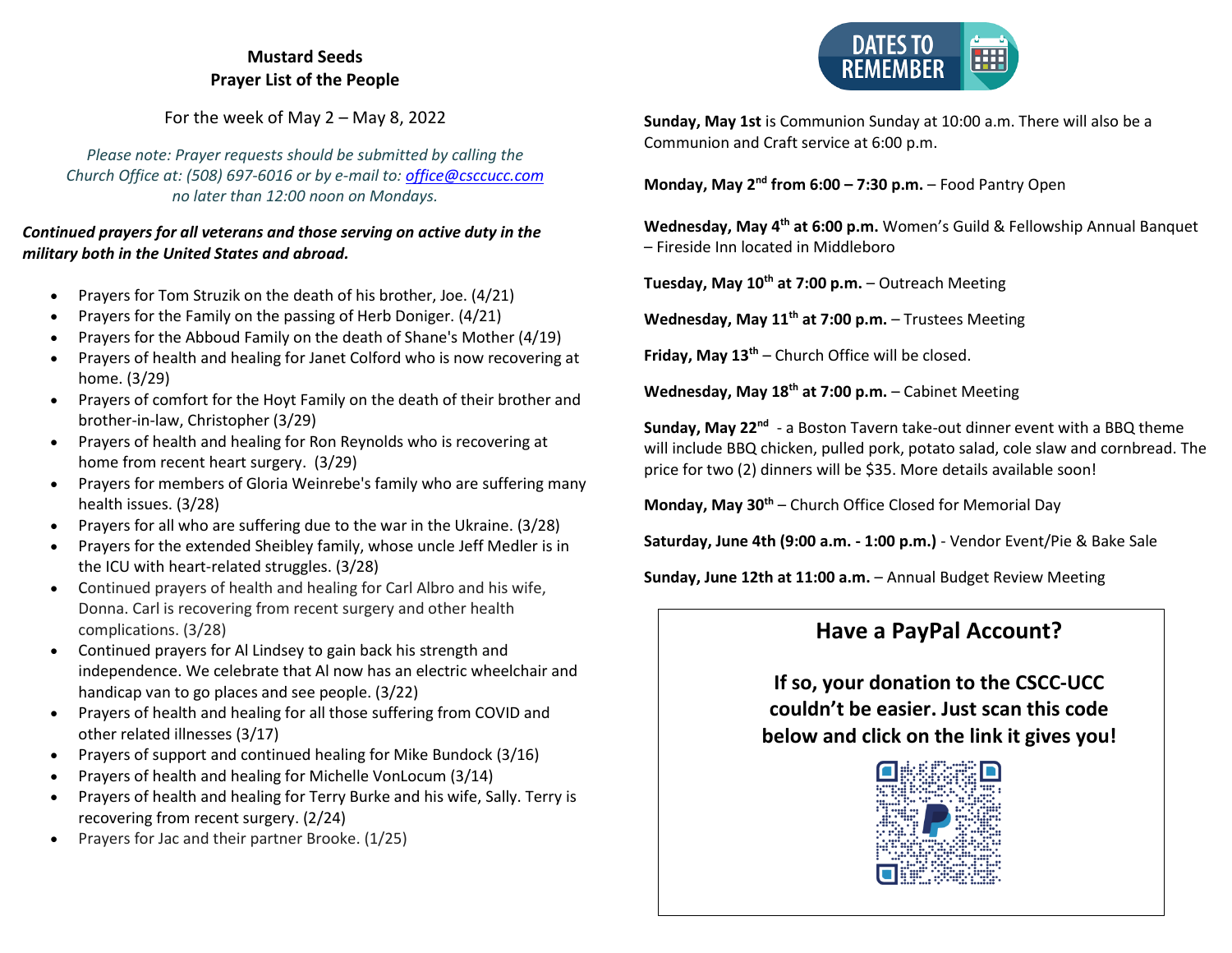**Mustard Seeds**
**Prayer List of the People**

For the week of May 2 – May 8, 2022

*Please note: Prayer requests should be submitted by calling the Church Office at: (508) 697-6016 or by e-mail to: office@csccucc.com no later than 12:00 noon on Mondays.*

***Continued prayers for all veterans and those serving on active duty in the military both in the United States and abroad.***

- Prayers for Tom Struzik on the death of his brother, Joe. (4/21)
- Prayers for the Family on the passing of Herb Doniger. (4/21)
- Prayers for the Abboud Family on the death of Shane's Mother (4/19)
- Prayers of health and healing for Janet Colford who is now recovering at home. (3/29)
- Prayers of comfort for the Hoyt Family on the death of their brother and brother-in-law, Christopher (3/29)
- Prayers of health and healing for Ron Reynolds who is recovering at home from recent heart surgery. (3/29)
- Prayers for members of Gloria Weinrebe's family who are suffering many health issues. (3/28)
- Prayers for all who are suffering due to the war in the Ukraine. (3/28)
- Prayers for the extended Sheibley family, whose uncle Jeff Medler is in the ICU with heart-related struggles. (3/28)
- Continued prayers of health and healing for Carl Albro and his wife, Donna. Carl is recovering from recent surgery and other health complications. (3/28)
- Continued prayers for Al Lindsey to gain back his strength and independence. We celebrate that Al now has an electric wheelchair and handicap van to go places and see people. (3/22)
- Prayers of health and healing for all those suffering from COVID and other related illnesses (3/17)
- Prayers of support and continued healing for Mike Bundock (3/16)
- Prayers of health and healing for Michelle VonLocum (3/14)
- Prayers of health and healing for Terry Burke and his wife, Sally. Terry is recovering from recent surgery. (2/24)
- Prayers for Jac and their partner Brooke. (1/25)

## DATES TO REMEMBER

**Sunday, May 1st** is Communion Sunday at 10:00 a.m. There will also be a Communion and Craft service at 6:00 p.m.

**Monday, May 2nd from 6:00 – 7:30 p.m.** – Food Pantry Open

**Wednesday, May 4th at 6:00 p.m.** Women's Guild & Fellowship Annual Banquet – Fireside Inn located in Middleboro

**Tuesday, May 10th at 7:00 p.m.** – Outreach Meeting

**Wednesday, May 11th at 7:00 p.m.** – Trustees Meeting

**Friday, May 13th** – Church Office will be closed.

**Wednesday, May 18th at 7:00 p.m.** – Cabinet Meeting

**Sunday, May 22nd** - a Boston Tavern take-out dinner event with a BBQ theme will include BBQ chicken, pulled pork, potato salad, cole slaw and cornbread. The price for two (2) dinners will be $35. More details available soon!

**Monday, May 30th** – Church Office Closed for Memorial Day

**Saturday, June 4th (9:00 a.m. - 1:00 p.m.)** - Vendor Event/Pie & Bake Sale

**Sunday, June 12th at 11:00 a.m.** – Annual Budget Review Meeting

## Have a PayPal Account?

**If so, your donation to the CSCC-UCC couldn't be easier. Just scan this code below and click on the link it gives you!**